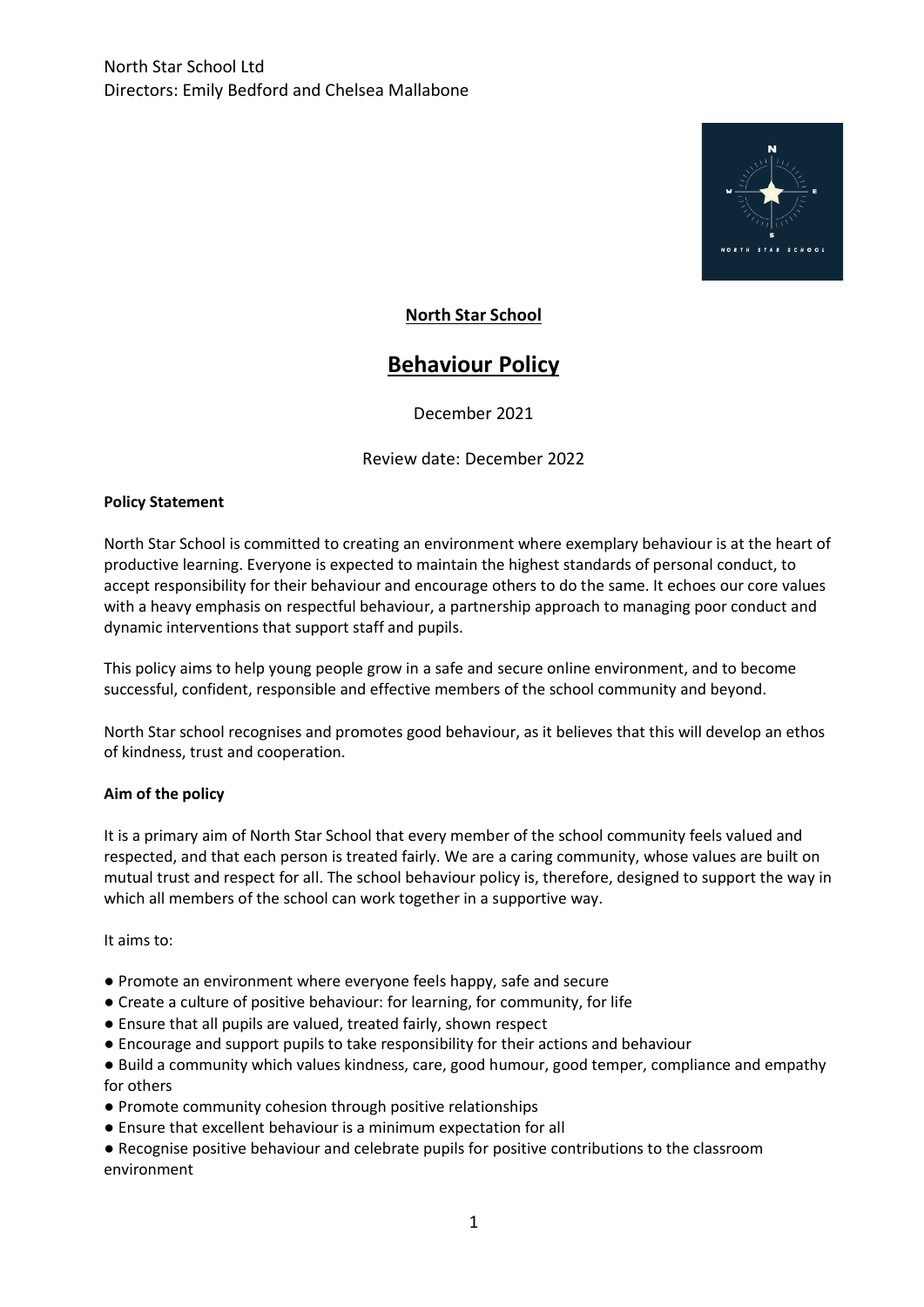North Star School Ltd
Directors: Emily Bedford and Chelsea Mallabone

# North Star School

## Behaviour Policy

December 2021

Review date: December 2022

### Policy Statement

North Star School is committed to creating an environment where exemplary behaviour is at the heart of productive learning. Everyone is expected to maintain the highest standards of personal conduct, to accept responsibility for their behaviour and encourage others to do the same. It echoes our core values with a heavy emphasis on respectful behaviour, a partnership approach to managing poor conduct and dynamic interventions that support staff and pupils.

This policy aims to help young people grow in a safe and secure online environment, and to become successful, confident, responsible and effective members of the school community and beyond.

North Star school recognises and promotes good behaviour, as it believes that this will develop an ethos of kindness, trust and cooperation.

### Aim of the policy

It is a primary aim of North Star School that every member of the school community feels valued and respected, and that each person is treated fairly. We are a caring community, whose values are built on mutual trust and respect for all. The school behaviour policy is, therefore, designed to support the way in which all members of the school can work together in a supportive way.

It aims to:

- Promote an environment where everyone feels happy, safe and secure
- Create a culture of positive behaviour: for learning, for community, for life
- Ensure that all pupils are valued, treated fairly, shown respect
- Encourage and support pupils to take responsibility for their actions and behaviour
- Build a community which values kindness, care, good humour, good temper, compliance and empathy for others
- Promote community cohesion through positive relationships
- Ensure that excellent behaviour is a minimum expectation for all
- Recognise positive behaviour and celebrate pupils for positive contributions to the classroom environment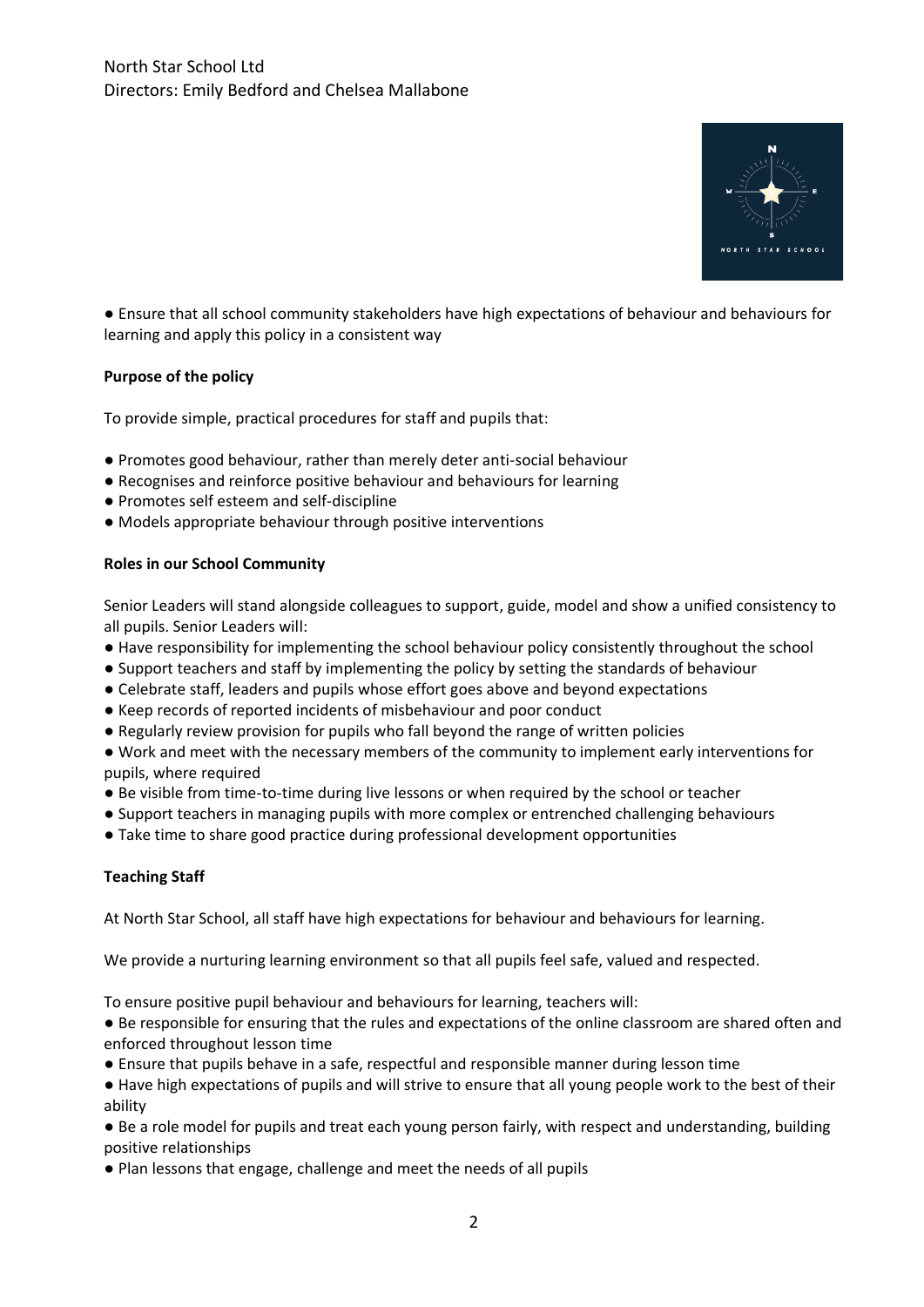● Ensure that all school community stakeholders have high expectations of behaviour and behaviours for learning and apply this policy in a consistent way

**Purpose of the policy**

To provide simple, practical procedures for staff and pupils that:

- Promotes good behaviour, rather than merely deter anti-social behaviour
- Recognises and reinforce positive behaviour and behaviours for learning
- Promotes self esteem and self-discipline
- Models appropriate behaviour through positive interventions

**Roles in our School Community**

Senior Leaders will stand alongside colleagues to support, guide, model and show a unified consistency to all pupils. Senior Leaders will:

- Have responsibility for implementing the school behaviour policy consistently throughout the school
- Support teachers and staff by implementing the policy by setting the standards of behaviour
- Celebrate staff, leaders and pupils whose effort goes above and beyond expectations
- Keep records of reported incidents of misbehaviour and poor conduct
- Regularly review provision for pupils who fall beyond the range of written policies
- Work and meet with the necessary members of the community to implement early interventions for pupils, where required
- Be visible from time-to-time during live lessons or when required by the school or teacher
- Support teachers in managing pupils with more complex or entrenched challenging behaviours
- Take time to share good practice during professional development opportunities

**Teaching Staff**

At North Star School, all staff have high expectations for behaviour and behaviours for learning.

We provide a nurturing learning environment so that all pupils feel safe, valued and respected.

To ensure positive pupil behaviour and behaviours for learning, teachers will:

- Be responsible for ensuring that the rules and expectations of the online classroom are shared often and enforced throughout lesson time
- Ensure that pupils behave in a safe, respectful and responsible manner during lesson time
- Have high expectations of pupils and will strive to ensure that all young people work to the best of their ability
- Be a role model for pupils and treat each young person fairly, with respect and understanding, building positive relationships
- Plan lessons that engage, challenge and meet the needs of all pupils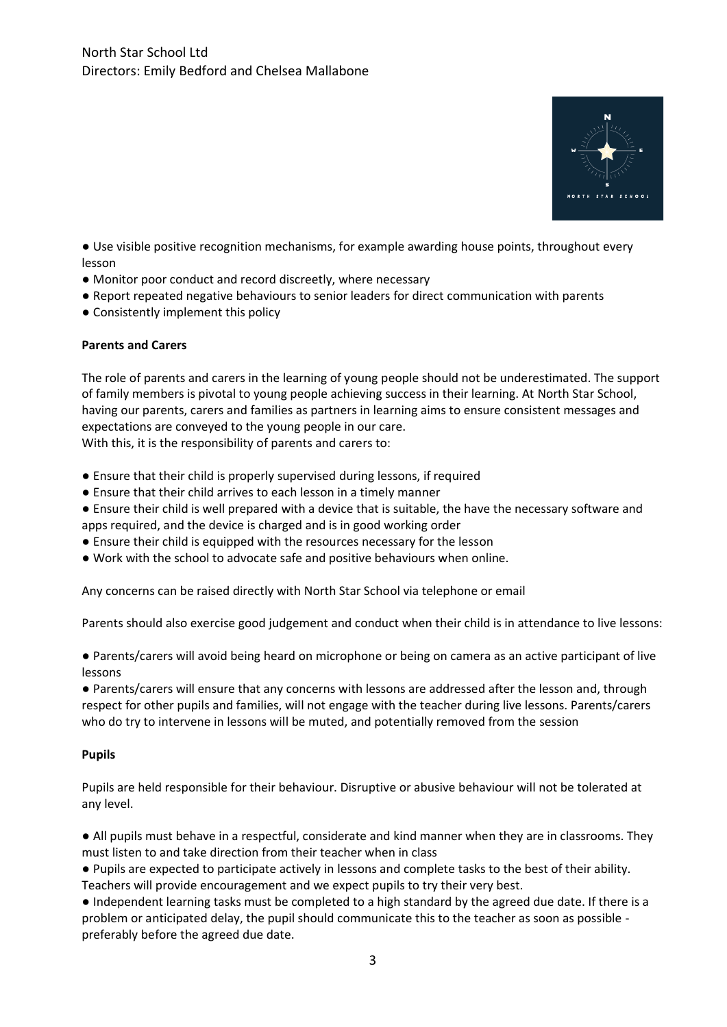- Use visible positive recognition mechanisms, for example awarding house points, throughout every lesson
- Monitor poor conduct and record discreetly, where necessary
- Report repeated negative behaviours to senior leaders for direct communication with parents
- Consistently implement this policy

**Parents and Carers**

The role of parents and carers in the learning of young people should not be underestimated. The support of family members is pivotal to young people achieving success in their learning. At North Star School, having our parents, carers and families as partners in learning aims to ensure consistent messages and expectations are conveyed to the young people in our care.
With this, it is the responsibility of parents and carers to:

- Ensure that their child is properly supervised during lessons, if required
- Ensure that their child arrives to each lesson in a timely manner
- Ensure their child is well prepared with a device that is suitable, the have the necessary software and apps required, and the device is charged and is in good working order
- Ensure their child is equipped with the resources necessary for the lesson
- Work with the school to advocate safe and positive behaviours when online.

Any concerns can be raised directly with North Star School via telephone or email

Parents should also exercise good judgement and conduct when their child is in attendance to live lessons:

- Parents/carers will avoid being heard on microphone or being on camera as an active participant of live lessons
- Parents/carers will ensure that any concerns with lessons are addressed after the lesson and, through respect for other pupils and families, will not engage with the teacher during live lessons. Parents/carers who do try to intervene in lessons will be muted, and potentially removed from the session

**Pupils**

Pupils are held responsible for their behaviour. Disruptive or abusive behaviour will not be tolerated at any level.

- All pupils must behave in a respectful, considerate and kind manner when they are in classrooms. They must listen to and take direction from their teacher when in class
- Pupils are expected to participate actively in lessons and complete tasks to the best of their ability. Teachers will provide encouragement and we expect pupils to try their very best.
- Independent learning tasks must be completed to a high standard by the agreed due date. If there is a problem or anticipated delay, the pupil should communicate this to the teacher as soon as possible - preferably before the agreed due date.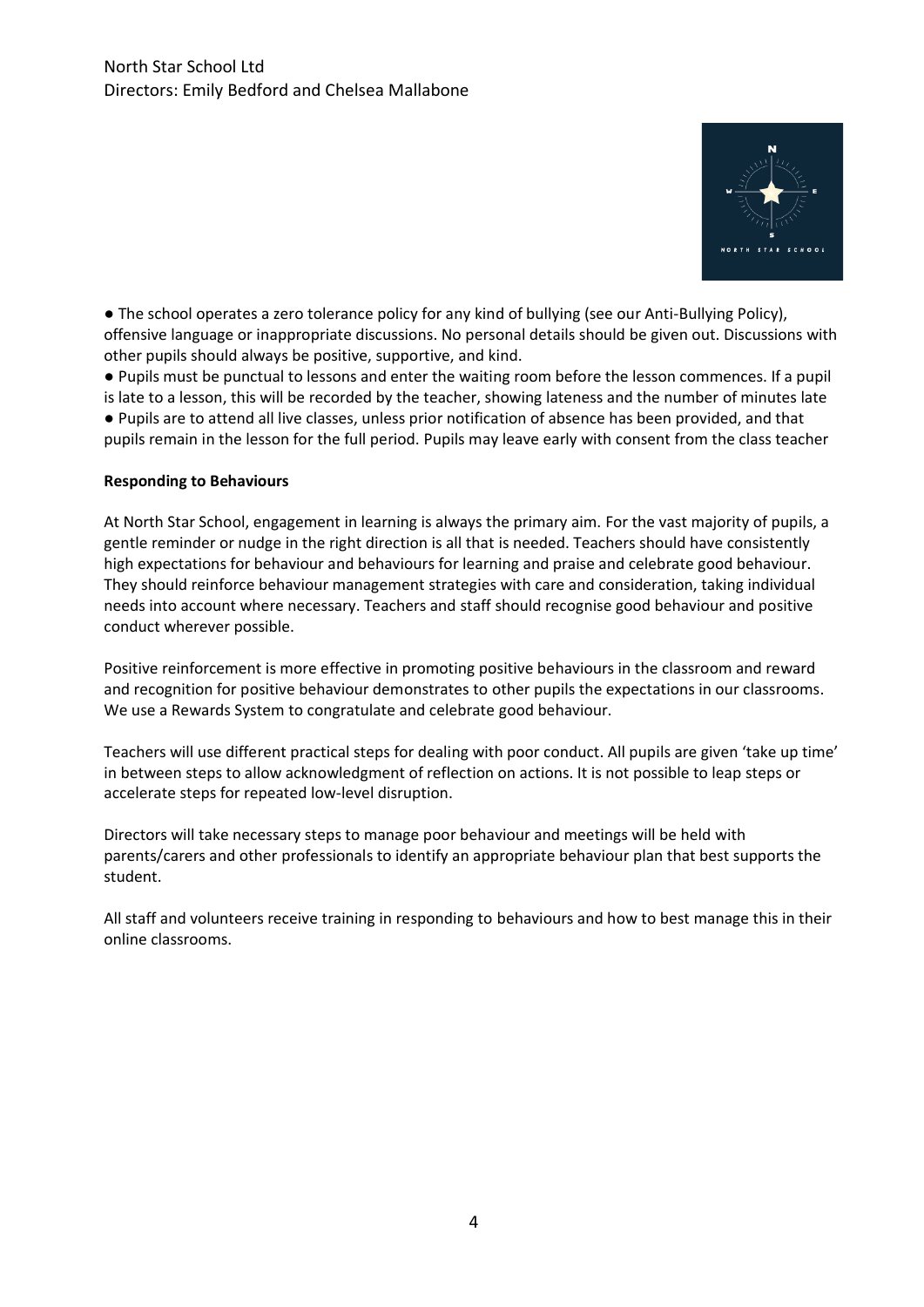● The school operates a zero tolerance policy for any kind of bullying (see our Anti-Bullying Policy), offensive language or inappropriate discussions. No personal details should be given out. Discussions with other pupils should always be positive, supportive, and kind.

● Pupils must be punctual to lessons and enter the waiting room before the lesson commences. If a pupil is late to a lesson, this will be recorded by the teacher, showing lateness and the number of minutes late

● Pupils are to attend all live classes, unless prior notification of absence has been provided, and that pupils remain in the lesson for the full period. Pupils may leave early with consent from the class teacher

**Responding to Behaviours**

At North Star School, engagement in learning is always the primary aim. For the vast majority of pupils, a gentle reminder or nudge in the right direction is all that is needed. Teachers should have consistently high expectations for behaviour and behaviours for learning and praise and celebrate good behaviour. They should reinforce behaviour management strategies with care and consideration, taking individual needs into account where necessary. Teachers and staff should recognise good behaviour and positive conduct wherever possible.

Positive reinforcement is more effective in promoting positive behaviours in the classroom and reward and recognition for positive behaviour demonstrates to other pupils the expectations in our classrooms. We use a Rewards System to congratulate and celebrate good behaviour.

Teachers will use different practical steps for dealing with poor conduct. All pupils are given 'take up time' in between steps to allow acknowledgment of reflection on actions. It is not possible to leap steps or accelerate steps for repeated low-level disruption.

Directors will take necessary steps to manage poor behaviour and meetings will be held with parents/carers and other professionals to identify an appropriate behaviour plan that best supports the student.

All staff and volunteers receive training in responding to behaviours and how to best manage this in their online classrooms.